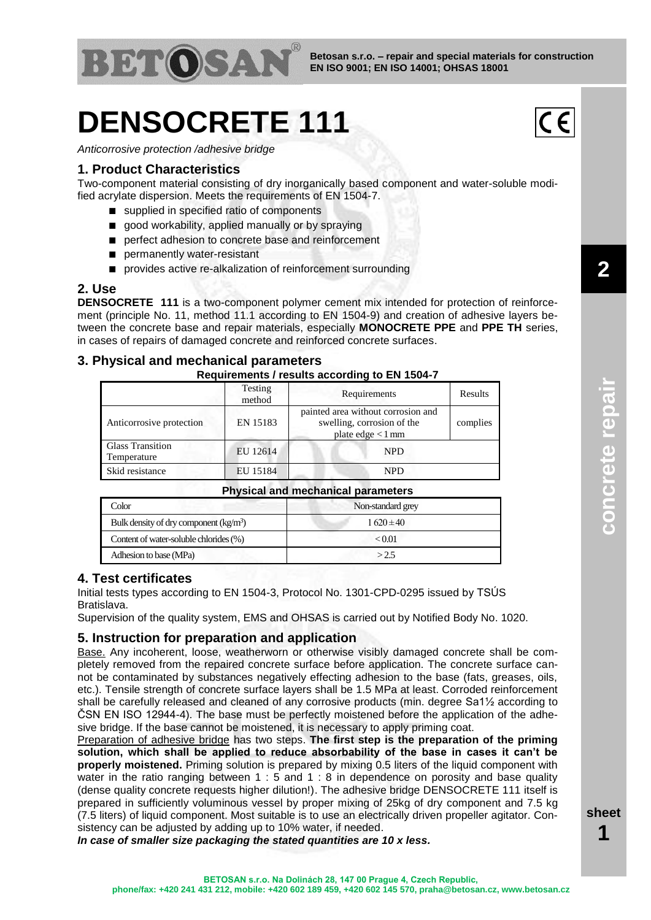# DENSOCRETE 111

*Anticorrosive protection /adhesive bridge*

## 1. Product Characteristics

Two-component material consisting of dry inorganically based component and water-soluble modified acrylate dispersion. Meets the requirements of EN 1504-7.

- supplied in specified ratio of components
- good workability, applied manually or by spraying
- perfect adhesion to concrete base and reinforcement
- permanently water-resistant
- provides active re-alkalization of reinforcement surrounding

## 2. Use

**DENSOCRETE 111** is a two-component polymer cement mix intended for protection of reinforcement (principle No. 11, method 11.1 according to EN 1504-9) and creation of adhesive layers between the concrete base and repair materials, especially **MONOCRETE PPE** and **PPE TH** series, in cases of repairs of damaged concrete and reinforced concrete surfaces.

## 3. Physical and mechanical parameters

**Requirements / results according to EN 1504-7**

| | Testing method | Requirements | Results |
|---|---|---|---|
| Anticorrosive protection | EN 15183 | painted area without corrosion and swelling, corrosion of the plate edge < 1 mm | complies |
| Glass Transition Temperature | EU 12614 | NPD | |
| Skid resistance | EU 15184 | NPD | |

**Physical and mechanical parameters**

| | |
|---|---|
| Color | Non-standard grey |
| Bulk density of dry component (kg/m³) | 1 620 ± 40 |
| Content of water-soluble chlorides (%) | < 0.01 |
| Adhesion to base (MPa) | > 2.5 |

## 4. Test certificates

Initial tests types according to EN 1504-3, Protocol No. 1301-CPD-0295 issued by TSÚS Bratislava.

Supervision of the quality system, EMS and OHSAS is carried out by Notified Body No. 1020.

## 5. Instruction for preparation and application

Base. Any incoherent, loose, weatherworn or otherwise visibly damaged concrete shall be completely removed from the repaired concrete surface before application. The concrete surface cannot be contaminated by substances negatively effecting adhesion to the base (fats, greases, oils, etc.). Tensile strength of concrete surface layers shall be 1.5 MPa at least. Corroded reinforcement shall be carefully released and cleaned of any corrosive products (min. degree Sa1½ according to ČSN EN ISO 12944-4). The base must be perfectly moistened before the application of the adhesive bridge. If the base cannot be moistened, it is necessary to apply priming coat.

Preparation of adhesive bridge has two steps. **The first step is the preparation of the priming solution, which shall be applied to reduce absorbability of the base in cases it can't be properly moistened.** Priming solution is prepared by mixing 0.5 liters of the liquid component with water in the ratio ranging between 1 : 5 and 1 : 8 in dependence on porosity and base quality (dense quality concrete requests higher dilution!). The adhesive bridge DENSOCRETE 111 itself is prepared in sufficiently voluminous vessel by proper mixing of 25kg of dry component and 7.5 kg (7.5 liters) of liquid component. Most suitable is to use an electrically driven propeller agitator. Consistency can be adjusted by adding up to 10% water, if needed.

***In case of smaller size packaging the stated quantities are 10 x less.***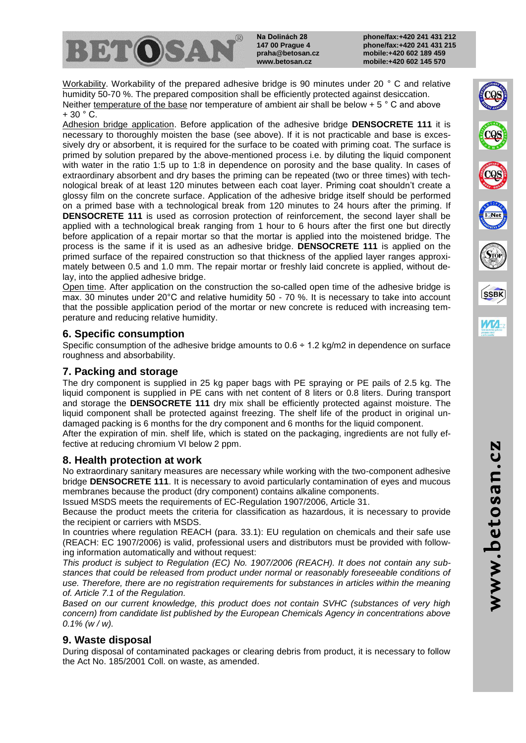Workability. Workability of the prepared adhesive bridge is 90 minutes under 20 ° C and relative humidity 50-70 %. The prepared composition shall be efficiently protected against desiccation. Neither temperature of the base nor temperature of ambient air shall be below + 5 ° C and above + 30 ° C.

Adhesion bridge application. Before application of the adhesive bridge **DENSOCRETE 111** it is necessary to thoroughly moisten the base (see above). If it is not practicable and base is excessively dry or absorbent, it is required for the surface to be coated with priming coat. The surface is primed by solution prepared by the above-mentioned process i.e. by diluting the liquid component with water in the ratio 1:5 up to 1:8 in dependence on porosity and the base quality. In cases of extraordinary absorbent and dry bases the priming can be repeated (two or three times) with technological break of at least 120 minutes between each coat layer. Priming coat shouldn't create a glossy film on the concrete surface. Application of the adhesive bridge itself should be performed on a primed base with a technological break from 120 minutes to 24 hours after the priming. If **DENSOCRETE 111** is used as corrosion protection of reinforcement, the second layer shall be applied with a technological break ranging from 1 hour to 6 hours after the first one but directly before application of a repair mortar so that the mortar is applied into the moistened bridge. The process is the same if it is used as an adhesive bridge. **DENSOCRETE 111** is applied on the primed surface of the repaired construction so that thickness of the applied layer ranges approximately between 0.5 and 1.0 mm. The repair mortar or freshly laid concrete is applied, without delay, into the applied adhesive bridge.

Open time. After application on the construction the so-called open time of the adhesive bridge is max. 30 minutes under 20°C and relative humidity 50 - 70 %. It is necessary to take into account that the possible application period of the mortar or new concrete is reduced with increasing temperature and reducing relative humidity.

## 6. Specific consumption

Specific consumption of the adhesive bridge amounts to 0.6 ÷ 1.2 kg/m2 in dependence on surface roughness and absorbability.

## 7. Packing and storage

The dry component is supplied in 25 kg paper bags with PE spraying or PE pails of 2.5 kg. The liquid component is supplied in PE cans with net content of 8 liters or 0.8 liters. During transport and storage the **DENSOCRETE 111** dry mix shall be efficiently protected against moisture. The liquid component shall be protected against freezing. The shelf life of the product in original undamaged packing is 6 months for the dry component and 6 months for the liquid component.

After the expiration of min. shelf life, which is stated on the packaging, ingredients are not fully effective at reducing chromium VI below 2 ppm.

## 8. Health protection at work

No extraordinary sanitary measures are necessary while working with the two-component adhesive bridge **DENSOCRETE 111**. It is necessary to avoid particularly contamination of eyes and mucous membranes because the product (dry component) contains alkaline components.

Issued MSDS meets the requirements of EC-Regulation 1907/2006, Article 31.

Because the product meets the criteria for classification as hazardous, it is necessary to provide the recipient or carriers with MSDS.

In countries where regulation REACH (para. 33.1): EU regulation on chemicals and their safe use (REACH: EC 1907/2006) is valid, professional users and distributors must be provided with following information automatically and without request:

*This product is subject to Regulation (EC) No. 1907/2006 (REACH). It does not contain any substances that could be released from product under normal or reasonably foreseeable conditions of use. Therefore, there are no registration requirements for substances in articles within the meaning of. Article 7.1 of the Regulation.*

*Based on our current knowledge, this product does not contain SVHC (substances of very high concern) from candidate list published by the European Chemicals Agency in concentrations above 0.1% (w / w).*

## 9. Waste disposal

During disposal of contaminated packages or clearing debris from product, it is necessary to follow the Act No. 185/2001 Coll. on waste, as amended.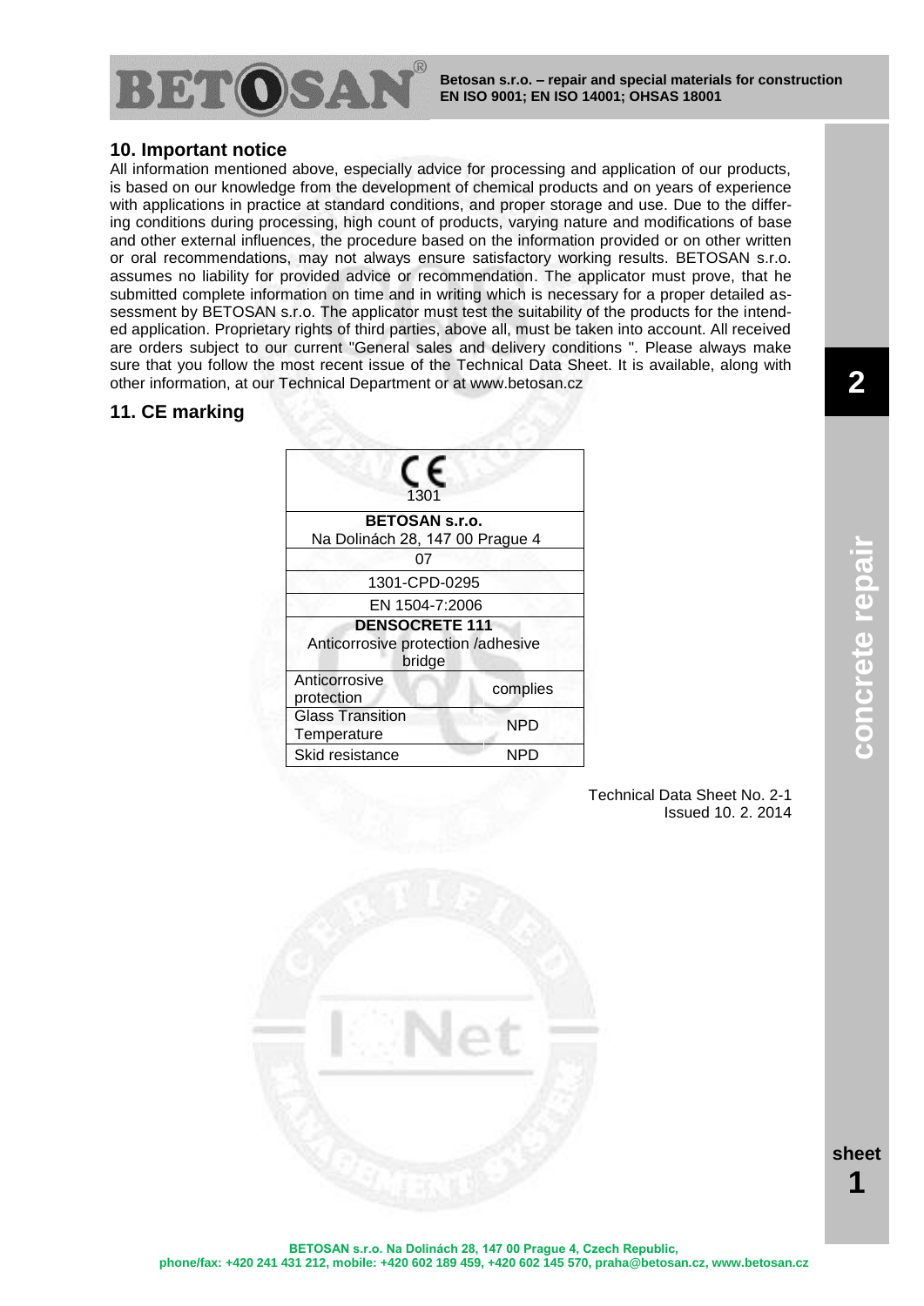## 10. Important notice

All information mentioned above, especially advice for processing and application of our products, is based on our knowledge from the development of chemical products and on years of experience with applications in practice at standard conditions, and proper storage and use. Due to the differing conditions during processing, high count of products, varying nature and modifications of base and other external influences, the procedure based on the information provided or on other written or oral recommendations, may not always ensure satisfactory working results. BETOSAN s.r.o. assumes no liability for provided advice or recommendation. The applicator must prove, that he submitted complete information on time and in writing which is necessary for a proper detailed assessment by BETOSAN s.r.o. The applicator must test the suitability of the products for the intended application. Proprietary rights of third parties, above all, must be taken into account. All received are orders subject to our current "General sales and delivery conditions ". Please always make sure that you follow the most recent issue of the Technical Data Sheet. It is available, along with other information, at our Technical Department or at www.betosan.cz

## 11. CE marking

| | |
|---|---|
| CE 1301 | |
| **BETOSAN s.r.o.** Na Dolinách 28, 147 00 Prague 4 | |
| 07 | |
| 1301-CPD-0295 | |
| EN 1504-7:2006 | |
| **DENSOCRETE 111** Anticorrosive protection /adhesive bridge | |
| Anticorrosive protection | complies |
| Glass Transition Temperature | NPD |
| Skid resistance | NPD |

Technical Data Sheet No. 2-1
Issued 10. 2. 2014